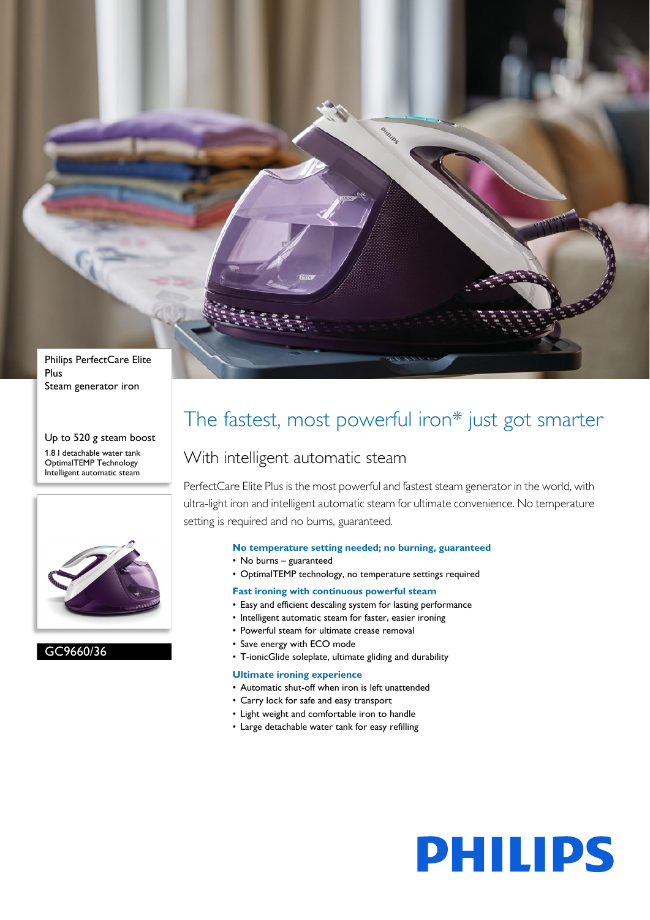Philips PerfectCare Elite Plus
Steam generator iron

Up to 520 g steam boost

1.8 l detachable water tank
OptimalTEMP Technology
Intelligent automatic steam

GC9660/36

# The fastest, most powerful iron* just got smarter

## With intelligent automatic steam

PerfectCare Elite Plus is the most powerful and fastest steam generator in the world, with ultra-light iron and intelligent automatic steam for ultimate convenience. No temperature setting is required and no burns, guaranteed.

### No temperature setting needed; no burning, guaranteed

- No burns – guaranteed
- OptimalTEMP technology, no temperature settings required

### Fast ironing with continuous powerful steam

- Easy and efficient descaling system for lasting performance
- Intelligent automatic steam for faster, easier ironing
- Powerful steam for ultimate crease removal
- Save energy with ECO mode
- T-ionicGlide soleplate, ultimate gliding and durability

### Ultimate ironing experience

- Automatic shut-off when iron is left unattended
- Carry lock for safe and easy transport
- Light weight and comfortable iron to handle
- Large detachable water tank for easy refilling

PHILIPS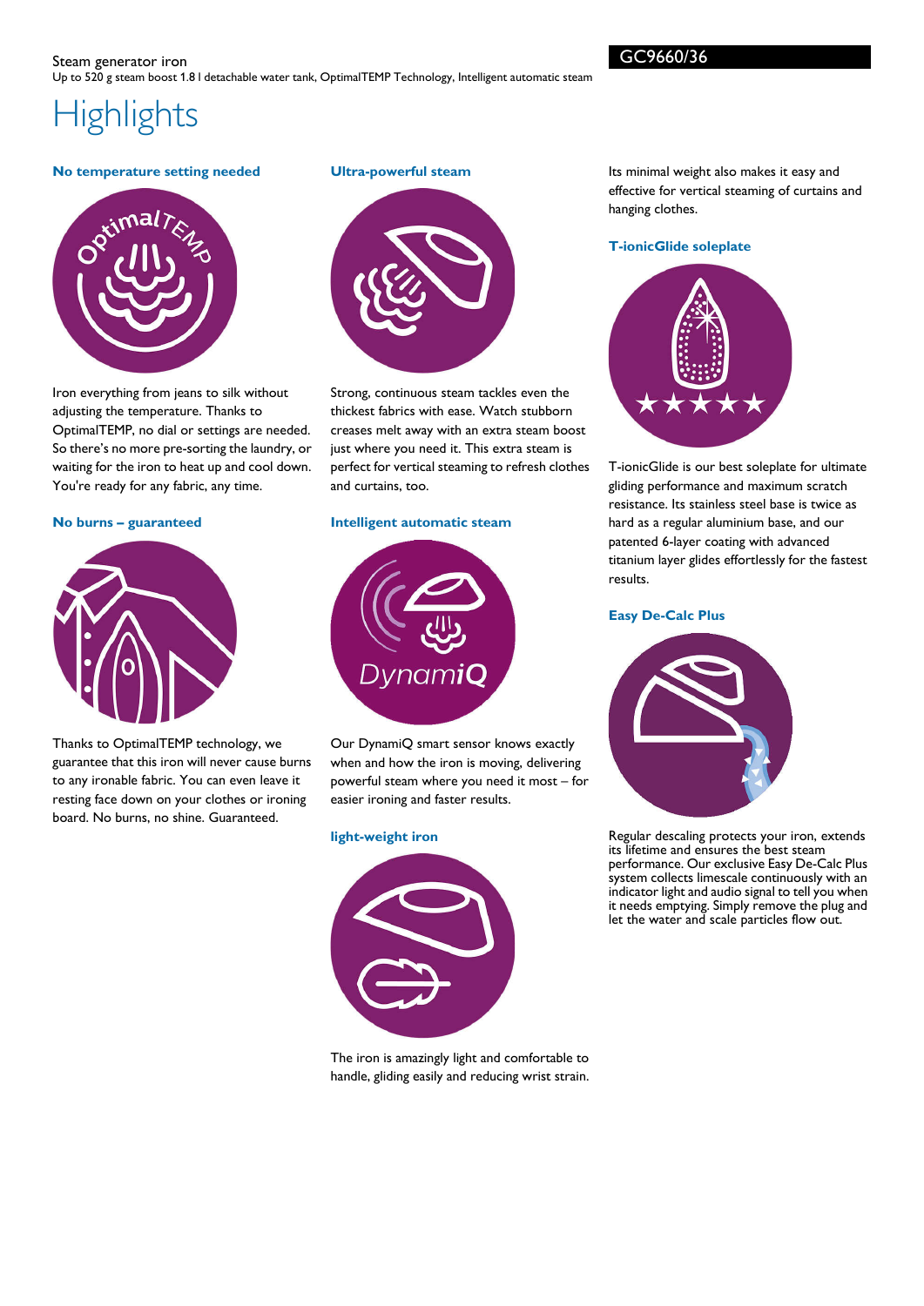Steam generator iron

Up to 520 g steam boost 1.8 l detachable water tank, OptimalTEMP Technology, Intelligent automatic steam

GC9660/36

# Highlights

### No temperature setting needed

Iron everything from jeans to silk without adjusting the temperature. Thanks to OptimalTEMP, no dial or settings are needed. So there's no more pre-sorting the laundry, or waiting for the iron to heat up and cool down. You're ready for any fabric, any time.

### No burns – guaranteed

Thanks to OptimalTEMP technology, we guarantee that this iron will never cause burns to any ironable fabric. You can even leave it resting face down on your clothes or ironing board. No burns, no shine. Guaranteed.

### Ultra-powerful steam

Strong, continuous steam tackles even the thickest fabrics with ease. Watch stubborn creases melt away with an extra steam boost just where you need it. This extra steam is perfect for vertical steaming to refresh clothes and curtains, too.

### Intelligent automatic steam

Our DynamiQ smart sensor knows exactly when and how the iron is moving, delivering powerful steam where you need it most – for easier ironing and faster results.

### light-weight iron

The iron is amazingly light and comfortable to handle, gliding easily and reducing wrist strain. Its minimal weight also makes it easy and effective for vertical steaming of curtains and hanging clothes.

### T-ionicGlide soleplate

T-ionicGlide is our best soleplate for ultimate gliding performance and maximum scratch resistance. Its stainless steel base is twice as hard as a regular aluminium base, and our patented 6-layer coating with advanced titanium layer glides effortlessly for the fastest results.

### Easy De-Calc Plus

Regular descaling protects your iron, extends its lifetime and ensures the best steam performance. Our exclusive Easy De-Calc Plus system collects limescale continuously with an indicator light and audio signal to tell you when it needs emptying. Simply remove the plug and let the water and scale particles flow out.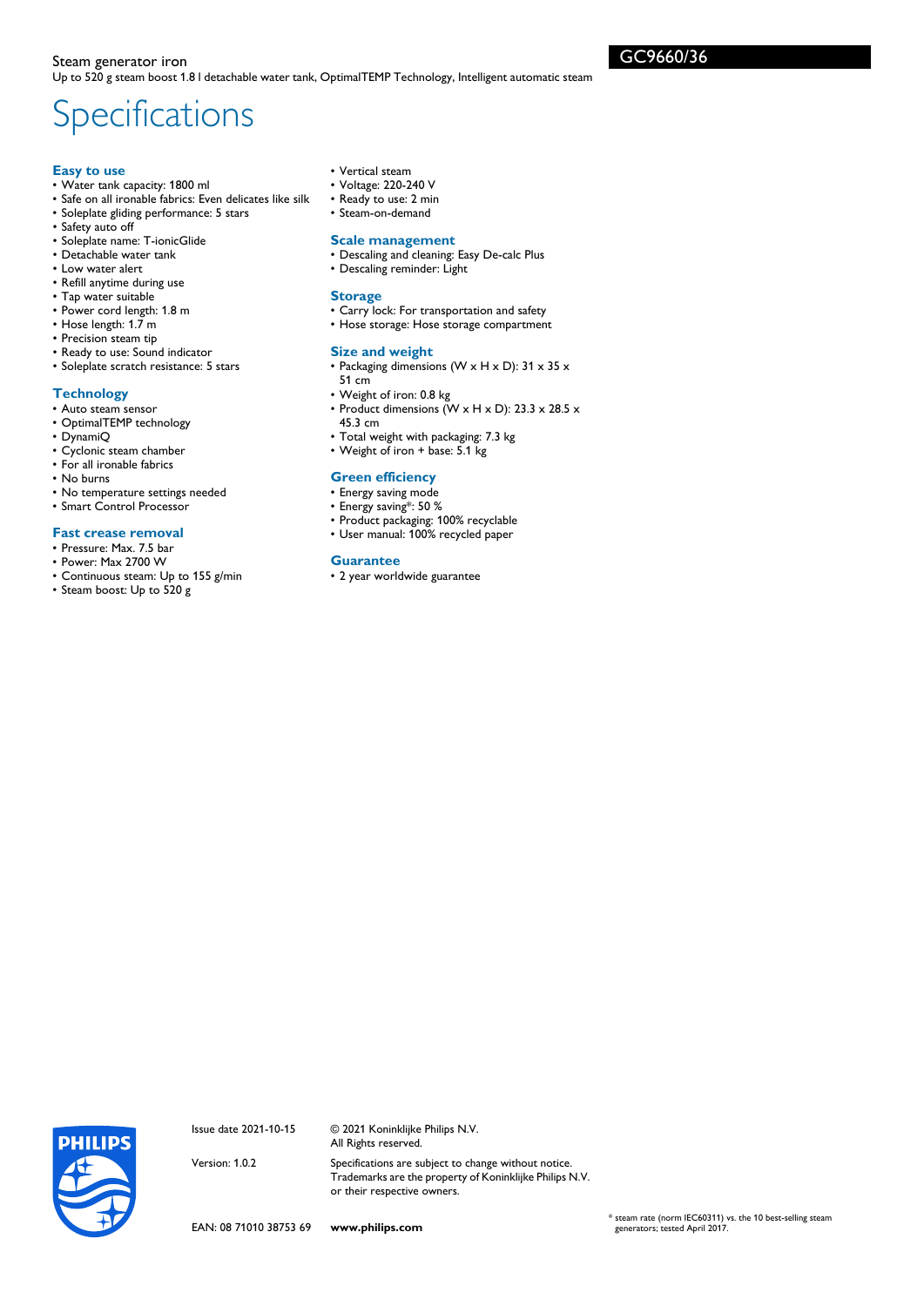Steam generator iron

Up to 520 g steam boost 1.8 l detachable water tank, OptimalTEMP Technology, Intelligent automatic steam

GC9660/36

# Specifications

### Easy to use

- Water tank capacity: 1800 ml
- Safe on all ironable fabrics: Even delicates like silk
- Soleplate gliding performance: 5 stars
- Safety auto off
- Soleplate name: T-ionicGlide
- Detachable water tank
- Low water alert
- Refill anytime during use
- Tap water suitable
- Power cord length: 1.8 m
- Hose length: 1.7 m
- Precision steam tip
- Ready to use: Sound indicator
- Soleplate scratch resistance: 5 stars

### Technology

- Auto steam sensor
- OptimalTEMP technology
- DynamiQ
- Cyclonic steam chamber
- For all ironable fabrics
- No burns
- No temperature settings needed
- Smart Control Processor

### Fast crease removal

- Pressure: Max. 7.5 bar
- Power: Max 2700 W
- Continuous steam: Up to 155 g/min
- Steam boost: Up to 520 g
- Vertical steam
- Voltage: 220-240 V
- Ready to use: 2 min
- Steam-on-demand

### Scale management

- Descaling and cleaning: Easy De-calc Plus
- Descaling reminder: Light

### Storage

- Carry lock: For transportation and safety
- Hose storage: Hose storage compartment

### Size and weight

- Packaging dimensions (W x H x D): 31 x 35 x 51 cm
- Weight of iron: 0.8 kg
- Product dimensions (W x H x D): 23.3 x 28.5 x 45.3 cm
- Total weight with packaging: 7.3 kg
- Weight of iron + base: 5.1 kg

### Green efficiency

- Energy saving mode
- Energy saving*: 50 %
- Product packaging: 100% recyclable
- User manual: 100% recycled paper

### Guarantee

- 2 year worldwide guarantee

Issue date 2021-10-15

Version: 1.0.2

EAN: 08 71010 38753 69

© 2021 Koninklijke Philips N.V.
All Rights reserved.

Specifications are subject to change without notice. Trademarks are the property of Koninklijke Philips N.V. or their respective owners.

**www.philips.com**

* steam rate (norm IEC60311) vs. the 10 best-selling steam generators; tested April 2017.